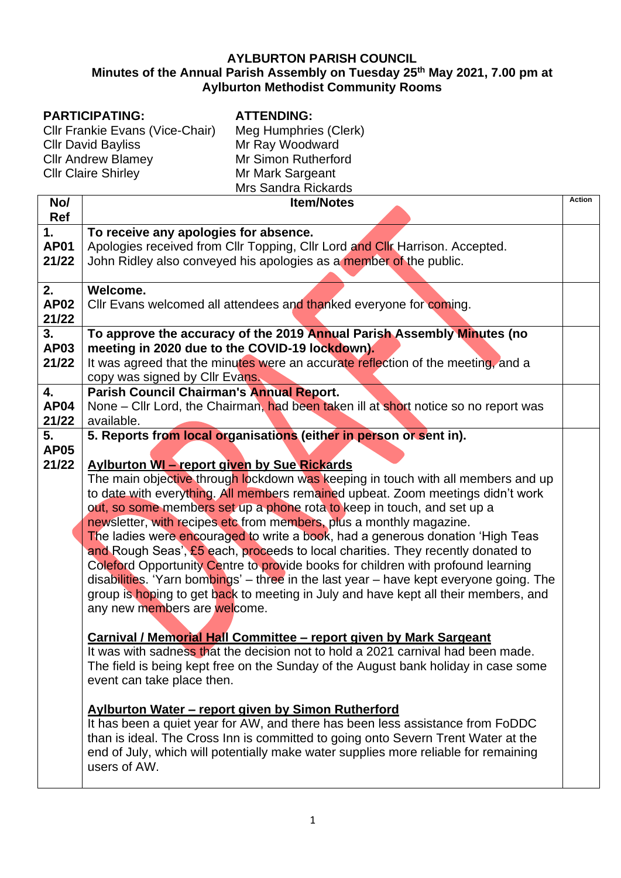**AYLBURTON PARISH COUNCIL**
**Minutes of the Annual Parish Assembly on Tuesday 25th May 2021, 7.00 pm at Aylburton Methodist Community Rooms**

**PARTICIPATING:**
Cllr Frankie Evans (Vice-Chair)
Cllr David Bayliss
Cllr Andrew Blamey
Cllr Claire Shirley

**ATTENDING:**
Meg Humphries (Clerk)
Mr Ray Woodward
Mr Simon Rutherford
Mr Mark Sargeant
Mrs Sandra Rickards

| No/ Ref | Item/Notes | Action |
|---|---|---|
| 1. AP01 21/22 | **To receive any apologies for absence.**<br>Apologies received from Cllr Topping, Cllr Lord and Cllr Harrison. Accepted.<br>John Ridley also conveyed his apologies as a member of the public. | |
| 2. AP02 21/22 | **Welcome.**<br>Cllr Evans welcomed all attendees and thanked everyone for coming. | |
| 3. AP03 21/22 | **To approve the accuracy of the 2019 Annual Parish Assembly Minutes (no meeting in 2020 due to the COVID-19 lockdown).**<br>It was agreed that the minutes were an accurate reflection of the meeting, and a copy was signed by Cllr Evans. | |
| 4. AP04 21/22 | **Parish Council Chairman's Annual Report.**<br>None – Cllr Lord, the Chairman, had been taken ill at short notice so no report was available. | |
| 5. AP05 21/22 | **5. Reports from local organisations (either in person or sent in).**<br><br>**<u>Aylburton WI – report given by Sue Rickards</u>**<br>The main objective through lockdown was keeping in touch with all members and up to date with everything. All members remained upbeat. Zoom meetings didn't work out, so some members set up a phone rota to keep in touch, and set up a newsletter, with recipes etc from members, plus a monthly magazine.<br>The ladies were encouraged to write a book, had a generous donation 'High Teas and Rough Seas', £5 each, proceeds to local charities. They recently donated to Coleford Opportunity Centre to provide books for children with profound learning disabilities. 'Yarn bombings' – three in the last year – have kept everyone going. The group is hoping to get back to meeting in July and have kept all their members, and any new members are welcome.<br><br>**<u>Carnival / Memorial Hall Committee – report given by Mark Sargeant</u>**<br>It was with sadness that the decision not to hold a 2021 carnival had been made. The field is being kept free on the Sunday of the August bank holiday in case some event can take place then.<br><br>**<u>Aylburton Water – report given by Simon Rutherford</u>**<br>It has been a quiet year for AW, and there has been less assistance from FoDDC than is ideal. The Cross Inn is committed to going onto Severn Trent Water at the end of July, which will potentially make water supplies more reliable for remaining users of AW. | |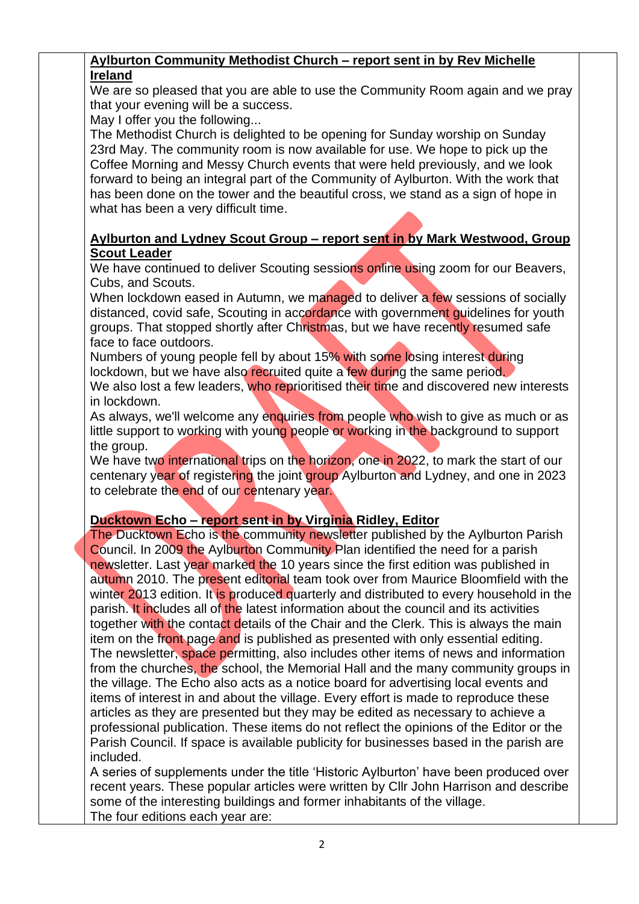**Aylburton Community Methodist Church – report sent in by Rev Michelle Ireland**

We are so pleased that you are able to use the Community Room again and we pray that your evening will be a success.

May I offer you the following...

The Methodist Church is delighted to be opening for Sunday worship on Sunday 23rd May. The community room is now available for use. We hope to pick up the Coffee Morning and Messy Church events that were held previously, and we look forward to being an integral part of the Community of Aylburton. With the work that has been done on the tower and the beautiful cross, we stand as a sign of hope in what has been a very difficult time.

**Aylburton and Lydney Scout Group – report sent in by Mark Westwood, Group Scout Leader**

We have continued to deliver Scouting sessions online using zoom for our Beavers, Cubs, and Scouts.

When lockdown eased in Autumn, we managed to deliver a few sessions of socially distanced, covid safe, Scouting in accordance with government guidelines for youth groups. That stopped shortly after Christmas, but we have recently resumed safe face to face outdoors.

Numbers of young people fell by about 15% with some losing interest during lockdown, but we have also recruited quite a few during the same period.

We also lost a few leaders, who reprioritised their time and discovered new interests in lockdown.

As always, we'll welcome any enquiries from people who wish to give as much or as little support to working with young people or working in the background to support the group.

We have two international trips on the horizon, one in 2022, to mark the start of our centenary year of registering the joint group Aylburton and Lydney, and one in 2023 to celebrate the end of our centenary year.

**Ducktown Echo – report sent in by Virginia Ridley, Editor**

The Ducktown Echo is the community newsletter published by the Aylburton Parish Council. In 2009 the Aylburton Community Plan identified the need for a parish newsletter. Last year marked the 10 years since the first edition was published in autumn 2010. The present editorial team took over from Maurice Bloomfield with the winter 2013 edition. It is produced quarterly and distributed to every household in the parish. It includes all of the latest information about the council and its activities together with the contact details of the Chair and the Clerk. This is always the main item on the front page and is published as presented with only essential editing. The newsletter, space permitting, also includes other items of news and information from the churches, the school, the Memorial Hall and the many community groups in the village. The Echo also acts as a notice board for advertising local events and items of interest in and about the village. Every effort is made to reproduce these articles as they are presented but they may be edited as necessary to achieve a professional publication. These items do not reflect the opinions of the Editor or the Parish Council. If space is available publicity for businesses based in the parish are included.

A series of supplements under the title 'Historic Aylburton' have been produced over recent years. These popular articles were written by Cllr John Harrison and describe some of the interesting buildings and former inhabitants of the village.

The four editions each year are: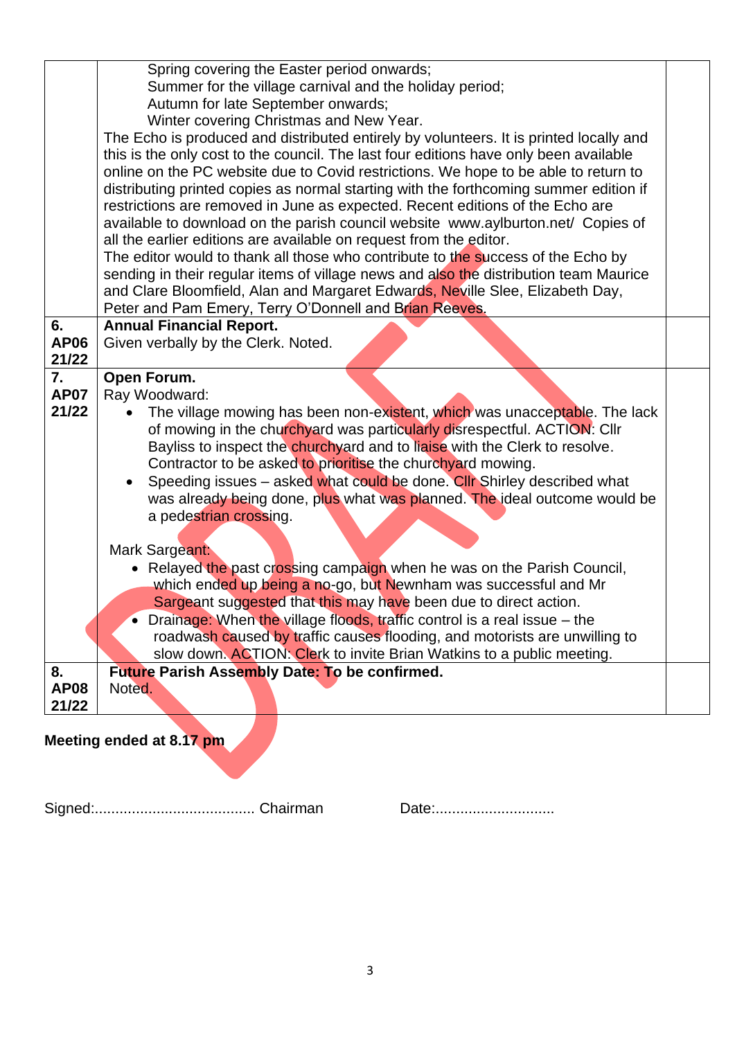| | | |
|---|---|---|
| | Spring covering the Easter period onwards;<br>Summer for the village carnival and the holiday period;<br>Autumn for late September onwards;<br>Winter covering Christmas and New Year.<br>The Echo is produced and distributed entirely by volunteers. It is printed locally and this is the only cost to the council. The last four editions have only been available online on the PC website due to Covid restrictions. We hope to be able to return to distributing printed copies as normal starting with the forthcoming summer edition if restrictions are removed in June as expected. Recent editions of the Echo are available to download on the parish council website www.aylburton.net/ Copies of all the earlier editions are available on request from the editor.<br>The editor would to thank all those who contribute to the success of the Echo by sending in their regular items of village news and also the distribution team Maurice and Clare Bloomfield, Alan and Margaret Edwards, Neville Slee, Elizabeth Day, Peter and Pam Emery, Terry O'Donnell and Brian Reeves. | |
| **6. AP06 21/22** | **Annual Financial Report.**<br>Given verbally by the Clerk. Noted. | |
| **7. AP07 21/22** | **Open Forum.**<br>Ray Woodward:<br>• The village mowing has been non-existent, which was unacceptable. The lack of mowing in the churchyard was particularly disrespectful. ACTION: Cllr Bayliss to inspect the churchyard and to liaise with the Clerk to resolve. Contractor to be asked to prioritise the churchyard mowing.<br>• Speeding issues – asked what could be done. Cllr Shirley described what was already being done, plus what was planned. The ideal outcome would be a pedestrian crossing.<br><br>Mark Sargeant:<br>• Relayed the past crossing campaign when he was on the Parish Council, which ended up being a no-go, but Newnham was successful and Mr Sargeant suggested that this may have been due to direct action.<br>• Drainage: When the village floods, traffic control is a real issue – the roadwash caused by traffic causes flooding, and motorists are unwilling to slow down. ACTION: Clerk to invite Brian Watkins to a public meeting. | |
| **8. AP08 21/22** | **Future Parish Assembly Date: To be confirmed.**<br>Noted. | |

**Meeting ended at 8.17 pm**

Signed:...................................... Chairman Date:............................